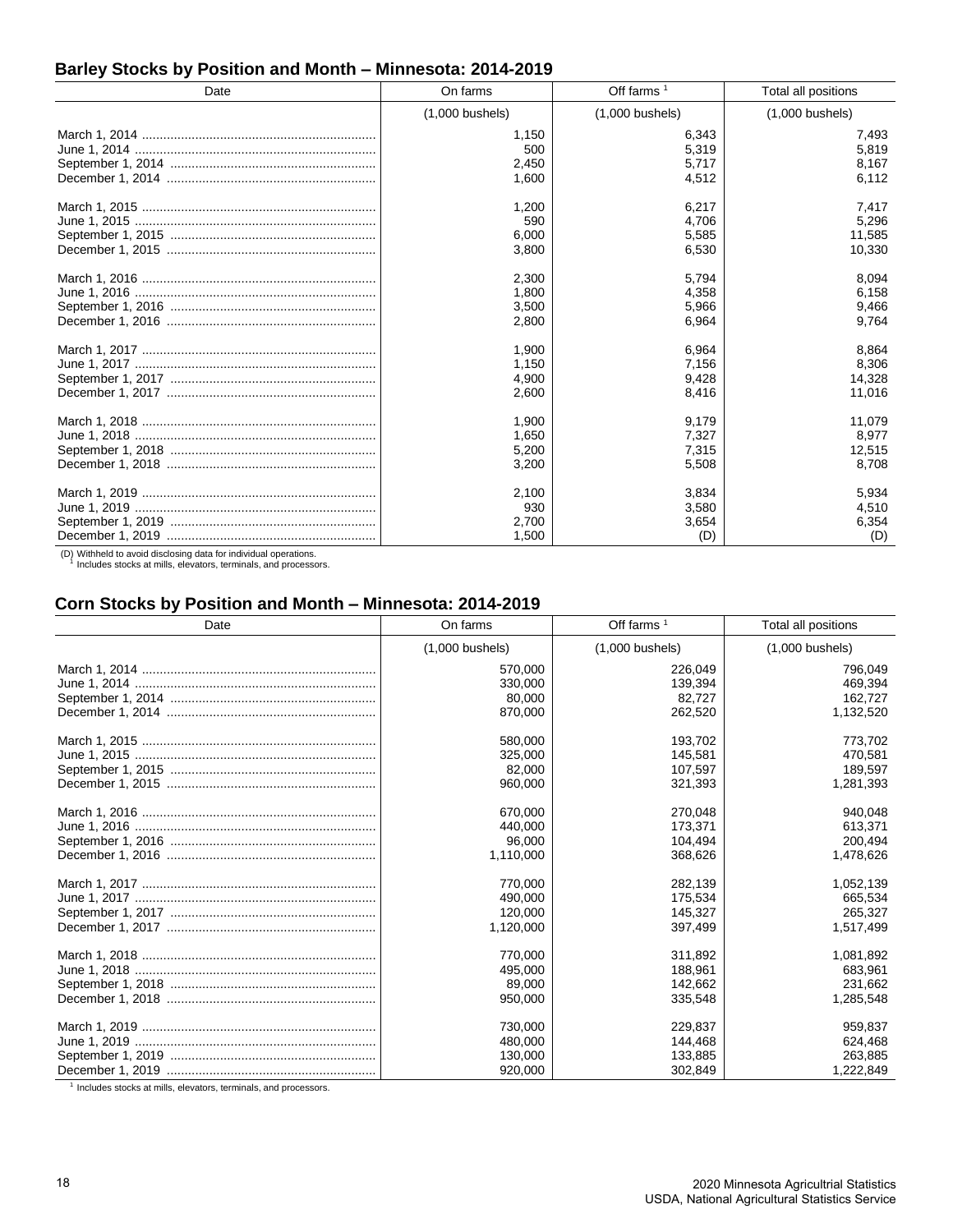## Barley Stocks by Position and Month – Minnesota: 2014-2019

| Date | On farms | Off farms [1] | Total all positions |
|---|---|---|---|
| | (1,000 bushels) | (1,000 bushels) | (1,000 bushels) |
| March 1, 2014 | 1,150 | 6,343 | 7,493 |
| June 1, 2014 | 500 | 5,319 | 5,819 |
| September 1, 2014 | 2,450 | 5,717 | 8,167 |
| December 1, 2014 | 1,600 | 4,512 | 6,112 |
| March 1, 2015 | 1,200 | 6,217 | 7,417 |
| June 1, 2015 | 590 | 4,706 | 5,296 |
| September 1, 2015 | 6,000 | 5,585 | 11,585 |
| December 1, 2015 | 3,800 | 6,530 | 10,330 |
| March 1, 2016 | 2,300 | 5,794 | 8,094 |
| June 1, 2016 | 1,800 | 4,358 | 6,158 |
| September 1, 2016 | 3,500 | 5,966 | 9,466 |
| December 1, 2016 | 2,800 | 6,964 | 9,764 |
| March 1, 2017 | 1,900 | 6,964 | 8,864 |
| June 1, 2017 | 1,150 | 7,156 | 8,306 |
| September 1, 2017 | 4,900 | 9,428 | 14,328 |
| December 1, 2017 | 2,600 | 8,416 | 11,016 |
| March 1, 2018 | 1,900 | 9,179 | 11,079 |
| June 1, 2018 | 1,650 | 7,327 | 8,977 |
| September 1, 2018 | 5,200 | 7,315 | 12,515 |
| December 1, 2018 | 3,200 | 5,508 | 8,708 |
| March 1, 2019 | 2,100 | 3,834 | 5,934 |
| June 1, 2019 | 930 | 3,580 | 4,510 |
| September 1, 2019 | 2,700 | 3,654 | 6,354 |
| December 1, 2019 | 1,500 | (D) | (D) |

(D) Withheld to avoid disclosing data for individual operations.
[1] Includes stocks at mills, elevators, terminals, and processors.

## Corn Stocks by Position and Month – Minnesota: 2014-2019

| Date | On farms | Off farms [1] | Total all positions |
|---|---|---|---|
| | (1,000 bushels) | (1,000 bushels) | (1,000 bushels) |
| March 1, 2014 | 570,000 | 226,049 | 796,049 |
| June 1, 2014 | 330,000 | 139,394 | 469,394 |
| September 1, 2014 | 80,000 | 82,727 | 162,727 |
| December 1, 2014 | 870,000 | 262,520 | 1,132,520 |
| March 1, 2015 | 580,000 | 193,702 | 773,702 |
| June 1, 2015 | 325,000 | 145,581 | 470,581 |
| September 1, 2015 | 82,000 | 107,597 | 189,597 |
| December 1, 2015 | 960,000 | 321,393 | 1,281,393 |
| March 1, 2016 | 670,000 | 270,048 | 940,048 |
| June 1, 2016 | 440,000 | 173,371 | 613,371 |
| September 1, 2016 | 96,000 | 104,494 | 200,494 |
| December 1, 2016 | 1,110,000 | 368,626 | 1,478,626 |
| March 1, 2017 | 770,000 | 282,139 | 1,052,139 |
| June 1, 2017 | 490,000 | 175,534 | 665,534 |
| September 1, 2017 | 120,000 | 145,327 | 265,327 |
| December 1, 2017 | 1,120,000 | 397,499 | 1,517,499 |
| March 1, 2018 | 770,000 | 311,892 | 1,081,892 |
| June 1, 2018 | 495,000 | 188,961 | 683,961 |
| September 1, 2018 | 89,000 | 142,662 | 231,662 |
| December 1, 2018 | 950,000 | 335,548 | 1,285,548 |
| March 1, 2019 | 730,000 | 229,837 | 959,837 |
| June 1, 2019 | 480,000 | 144,468 | 624,468 |
| September 1, 2019 | 130,000 | 133,885 | 263,885 |
| December 1, 2019 | 920,000 | 302,849 | 1,222,849 |

[1] Includes stocks at mills, elevators, terminals, and processors.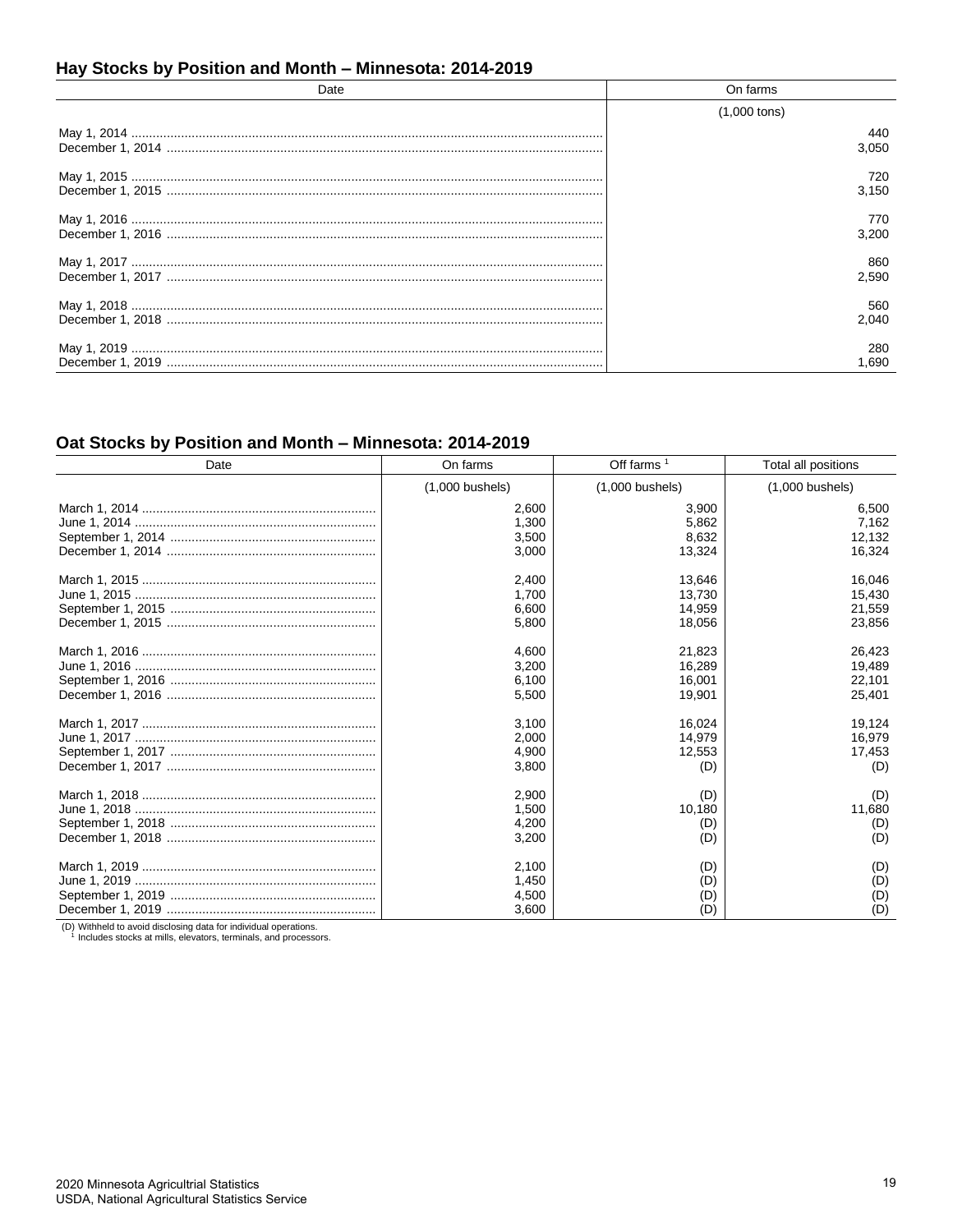## Hay Stocks by Position and Month – Minnesota: 2014-2019

| Date | On farms |
|---|---|
| | (1,000 tons) |
| May 1, 2014 | 440 |
| December 1, 2014 | 3,050 |
| May 1, 2015 | 720 |
| December 1, 2015 | 3,150 |
| May 1, 2016 | 770 |
| December 1, 2016 | 3,200 |
| May 1, 2017 | 860 |
| December 1, 2017 | 2,590 |
| May 1, 2018 | 560 |
| December 1, 2018 | 2,040 |
| May 1, 2019 | 280 |
| December 1, 2019 | 1,690 |

## Oat Stocks by Position and Month – Minnesota: 2014-2019

| Date | On farms | Off farms [1] | Total all positions |
|---|---|---|---|
| | (1,000 bushels) | (1,000 bushels) | (1,000 bushels) |
| March 1, 2014 | 2,600 | 3,900 | 6,500 |
| June 1, 2014 | 1,300 | 5,862 | 7,162 |
| September 1, 2014 | 3,500 | 8,632 | 12,132 |
| December 1, 2014 | 3,000 | 13,324 | 16,324 |
| March 1, 2015 | 2,400 | 13,646 | 16,046 |
| June 1, 2015 | 1,700 | 13,730 | 15,430 |
| September 1, 2015 | 6,600 | 14,959 | 21,559 |
| December 1, 2015 | 5,800 | 18,056 | 23,856 |
| March 1, 2016 | 4,600 | 21,823 | 26,423 |
| June 1, 2016 | 3,200 | 16,289 | 19,489 |
| September 1, 2016 | 6,100 | 16,001 | 22,101 |
| December 1, 2016 | 5,500 | 19,901 | 25,401 |
| March 1, 2017 | 3,100 | 16,024 | 19,124 |
| June 1, 2017 | 2,000 | 14,979 | 16,979 |
| September 1, 2017 | 4,900 | 12,553 | 17,453 |
| December 1, 2017 | 3,800 | (D) | (D) |
| March 1, 2018 | 2,900 | (D) | (D) |
| June 1, 2018 | 1,500 | 10,180 | 11,680 |
| September 1, 2018 | 4,200 | (D) | (D) |
| December 1, 2018 | 3,200 | (D) | (D) |
| March 1, 2019 | 2,100 | (D) | (D) |
| June 1, 2019 | 1,450 | (D) | (D) |
| September 1, 2019 | 4,500 | (D) | (D) |
| December 1, 2019 | 3,600 | (D) | (D) |

(D) Withheld to avoid disclosing data for individual operations.
[1] Includes stocks at mills, elevators, terminals, and processors.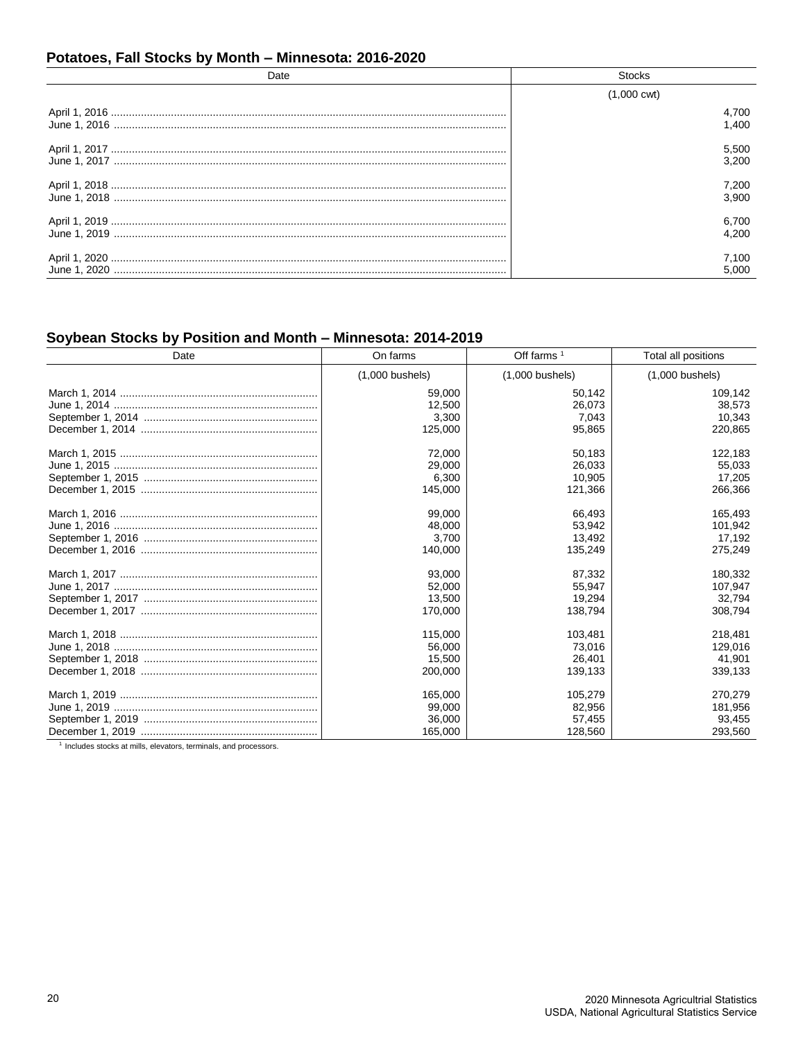## Potatoes, Fall Stocks by Month – Minnesota: 2016-2020

| Date | Stocks |
|---|---|
| | (1,000 cwt) |
| April 1, 2016 | 4,700 |
| June 1, 2016 | 1,400 |
| April 1, 2017 | 5,500 |
| June 1, 2017 | 3,200 |
| April 1, 2018 | 7,200 |
| June 1, 2018 | 3,900 |
| April 1, 2019 | 6,700 |
| June 1, 2019 | 4,200 |
| April 1, 2020 | 7,100 |
| June 1, 2020 | 5,000 |

## Soybean Stocks by Position and Month – Minnesota: 2014-2019

| Date | On farms | Off farms [1] | Total all positions |
|---|---|---|---|
| | (1,000 bushels) | (1,000 bushels) | (1,000 bushels) |
| March 1, 2014 | 59,000 | 50,142 | 109,142 |
| June 1, 2014 | 12,500 | 26,073 | 38,573 |
| September 1, 2014 | 3,300 | 7,043 | 10,343 |
| December 1, 2014 | 125,000 | 95,865 | 220,865 |
| March 1, 2015 | 72,000 | 50,183 | 122,183 |
| June 1, 2015 | 29,000 | 26,033 | 55,033 |
| September 1, 2015 | 6,300 | 10,905 | 17,205 |
| December 1, 2015 | 145,000 | 121,366 | 266,366 |
| March 1, 2016 | 99,000 | 66,493 | 165,493 |
| June 1, 2016 | 48,000 | 53,942 | 101,942 |
| September 1, 2016 | 3,700 | 13,492 | 17,192 |
| December 1, 2016 | 140,000 | 135,249 | 275,249 |
| March 1, 2017 | 93,000 | 87,332 | 180,332 |
| June 1, 2017 | 52,000 | 55,947 | 107,947 |
| September 1, 2017 | 13,500 | 19,294 | 32,794 |
| December 1, 2017 | 170,000 | 138,794 | 308,794 |
| March 1, 2018 | 115,000 | 103,481 | 218,481 |
| June 1, 2018 | 56,000 | 73,016 | 129,016 |
| September 1, 2018 | 15,500 | 26,401 | 41,901 |
| December 1, 2018 | 200,000 | 139,133 | 339,133 |
| March 1, 2019 | 165,000 | 105,279 | 270,279 |
| June 1, 2019 | 99,000 | 82,956 | 181,956 |
| September 1, 2019 | 36,000 | 57,455 | 93,455 |
| December 1, 2019 | 165,000 | 128,560 | 293,560 |

[1] Includes stocks at mills, elevators, terminals, and processors.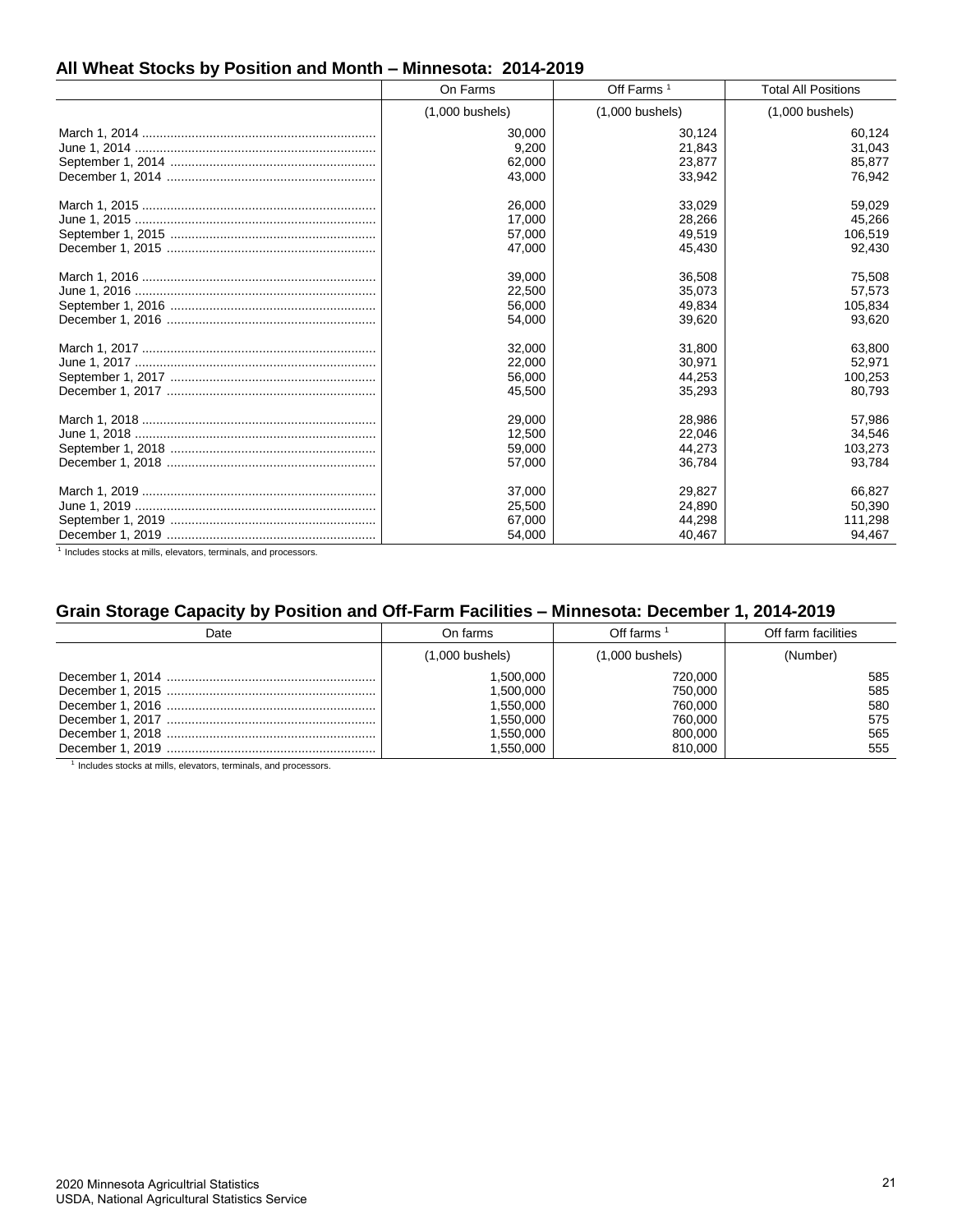## All Wheat Stocks by Position and Month – Minnesota: 2014-2019

| | On Farms | Off Farms [1] | Total All Positions |
|---|---|---|---|
| | (1,000 bushels) | (1,000 bushels) | (1,000 bushels) |
| March 1, 2014 | 30,000 | 30,124 | 60,124 |
| June 1, 2014 | 9,200 | 21,843 | 31,043 |
| September 1, 2014 | 62,000 | 23,877 | 85,877 |
| December 1, 2014 | 43,000 | 33,942 | 76,942 |
| | | | |
| March 1, 2015 | 26,000 | 33,029 | 59,029 |
| June 1, 2015 | 17,000 | 28,266 | 45,266 |
| September 1, 2015 | 57,000 | 49,519 | 106,519 |
| December 1, 2015 | 47,000 | 45,430 | 92,430 |
| | | | |
| March 1, 2016 | 39,000 | 36,508 | 75,508 |
| June 1, 2016 | 22,500 | 35,073 | 57,573 |
| September 1, 2016 | 56,000 | 49,834 | 105,834 |
| December 1, 2016 | 54,000 | 39,620 | 93,620 |
| | | | |
| March 1, 2017 | 32,000 | 31,800 | 63,800 |
| June 1, 2017 | 22,000 | 30,971 | 52,971 |
| September 1, 2017 | 56,000 | 44,253 | 100,253 |
| December 1, 2017 | 45,500 | 35,293 | 80,793 |
| | | | |
| March 1, 2018 | 29,000 | 28,986 | 57,986 |
| June 1, 2018 | 12,500 | 22,046 | 34,546 |
| September 1, 2018 | 59,000 | 44,273 | 103,273 |
| December 1, 2018 | 57,000 | 36,784 | 93,784 |
| | | | |
| March 1, 2019 | 37,000 | 29,827 | 66,827 |
| June 1, 2019 | 25,500 | 24,890 | 50,390 |
| September 1, 2019 | 67,000 | 44,298 | 111,298 |
| December 1, 2019 | 54,000 | 40,467 | 94,467 |

[1] Includes stocks at mills, elevators, terminals, and processors.

## Grain Storage Capacity by Position and Off-Farm Facilities – Minnesota: December 1, 2014-2019

| Date | On farms | Off farms [1] | Off farm facilities |
|---|---|---|---|
| | (1,000 bushels) | (1,000 bushels) | (Number) |
| December 1, 2014 | 1,500,000 | 720,000 | 585 |
| December 1, 2015 | 1,500,000 | 750,000 | 585 |
| December 1, 2016 | 1,550,000 | 760,000 | 580 |
| December 1, 2017 | 1,550,000 | 760,000 | 575 |
| December 1, 2018 | 1,550,000 | 800,000 | 565 |
| December 1, 2019 | 1,550,000 | 810,000 | 555 |

[1] Includes stocks at mills, elevators, terminals, and processors.